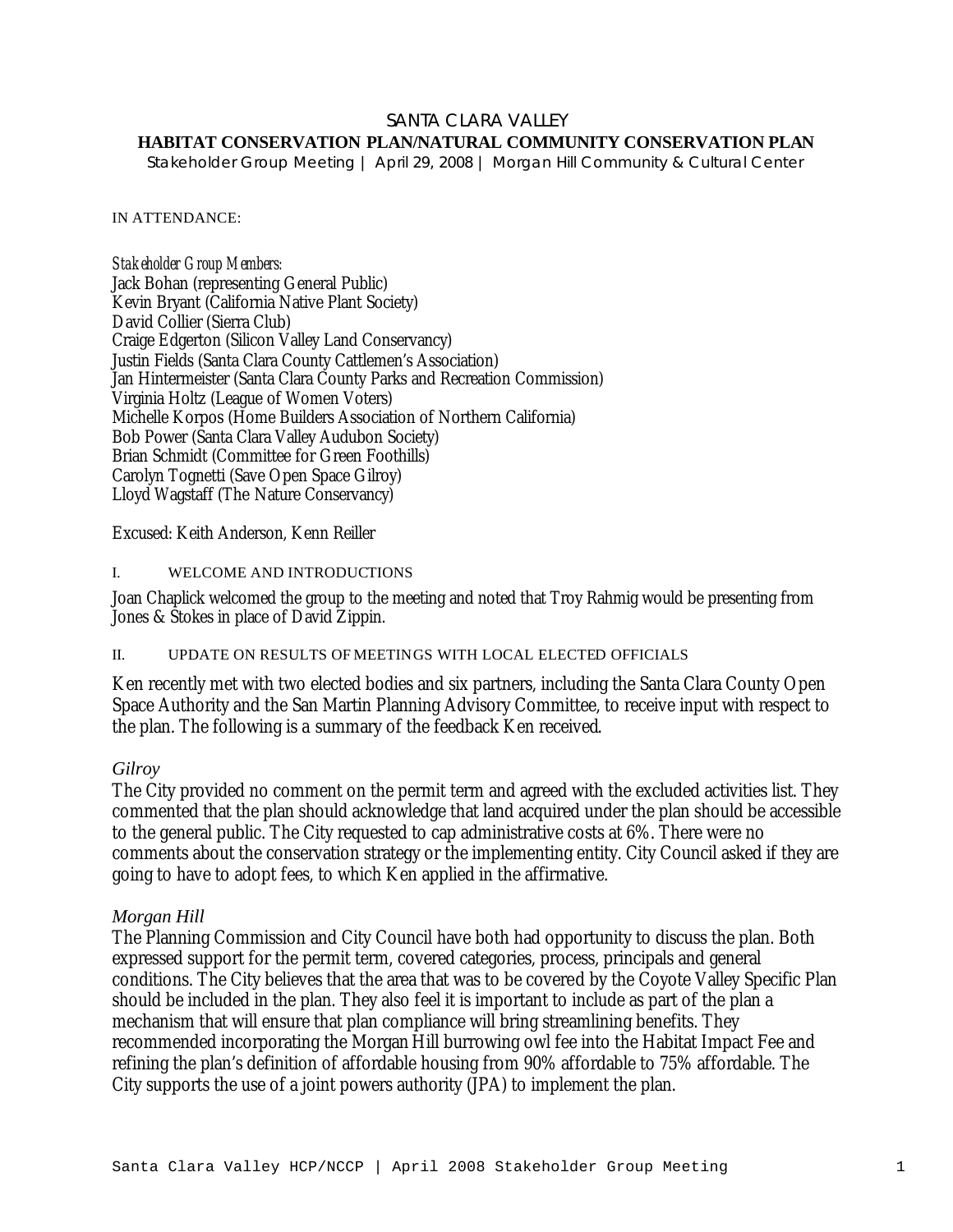# SANTA CLARA VALLEY

## HABITAT CONSERVATION PLAN/NATURAL COMMUNITY CONSERVATION PLAN

Stakeholder Group Meeting | April 29, 2008 | Morgan Hill Community & Cultural Center

IN ATTENDANCE:

*Stakeholder Group Members:*
Jack Bohan (representing General Public)
Kevin Bryant (California Native Plant Society)
David Collier (Sierra Club)
Craige Edgerton (Silicon Valley Land Conservancy)
Justin Fields (Santa Clara County Cattlemen's Association)
Jan Hintermeister (Santa Clara County Parks and Recreation Commission)
Virginia Holtz (League of Women Voters)
Michelle Korpos (Home Builders Association of Northern California)
Bob Power (Santa Clara Valley Audubon Society)
Brian Schmidt (Committee for Green Foothills)
Carolyn Tognetti (Save Open Space Gilroy)
Lloyd Wagstaff (The Nature Conservancy)

Excused: Keith Anderson, Kenn Reiller

### I. WELCOME AND INTRODUCTIONS

Joan Chaplick welcomed the group to the meeting and noted that Troy Rahmig would be presenting from Jones & Stokes in place of David Zippin.

### II. UPDATE ON RESULTS OF MEETINGS WITH LOCAL ELECTED OFFICIALS

Ken recently met with two elected bodies and six partners, including the Santa Clara County Open Space Authority and the San Martin Planning Advisory Committee, to receive input with respect to the plan. The following is a summary of the feedback Ken received.

*Gilroy*
The City provided no comment on the permit term and agreed with the excluded activities list. They commented that the plan should acknowledge that land acquired under the plan should be accessible to the general public. The City requested to cap administrative costs at 6%. There were no comments about the conservation strategy or the implementing entity. City Council asked if they are going to have to adopt fees, to which Ken applied in the affirmative.

*Morgan Hill*
The Planning Commission and City Council have both had opportunity to discuss the plan. Both expressed support for the permit term, covered categories, process, principals and general conditions. The City believes that the area that was to be covered by the Coyote Valley Specific Plan should be included in the plan. They also feel it is important to include as part of the plan a mechanism that will ensure that plan compliance will bring streamlining benefits. They recommended incorporating the Morgan Hill burrowing owl fee into the Habitat Impact Fee and refining the plan's definition of affordable housing from 90% affordable to 75% affordable. The City supports the use of a joint powers authority (JPA) to implement the plan.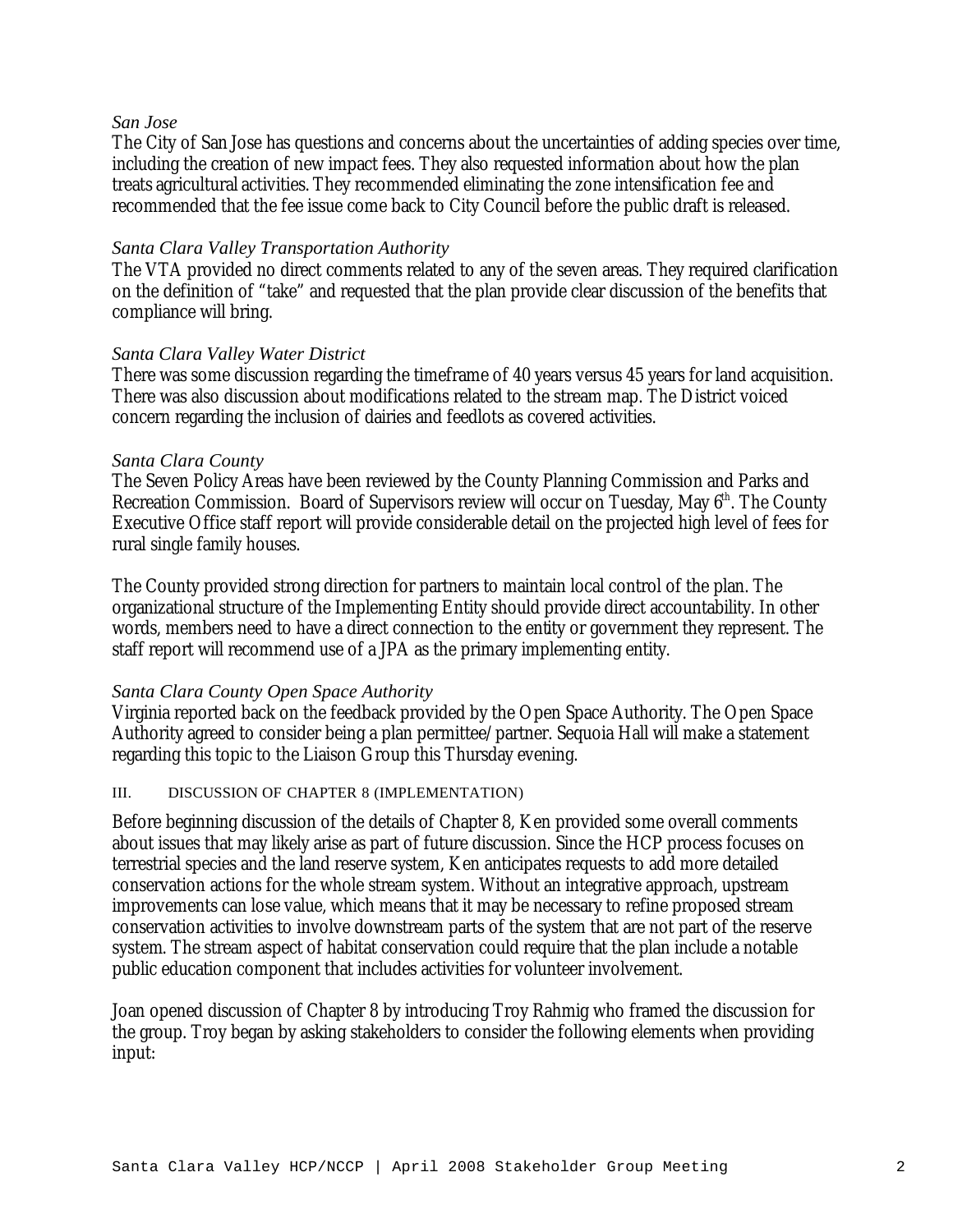*San Jose*

The City of San Jose has questions and concerns about the uncertainties of adding species over time, including the creation of new impact fees. They also requested information about how the plan treats agricultural activities. They recommended eliminating the zone intensification fee and recommended that the fee issue come back to City Council before the public draft is released.

*Santa Clara Valley Transportation Authority*

The VTA provided no direct comments related to any of the seven areas. They required clarification on the definition of "take" and requested that the plan provide clear discussion of the benefits that compliance will bring.

*Santa Clara Valley Water District*

There was some discussion regarding the timeframe of 40 years versus 45 years for land acquisition. There was also discussion about modifications related to the stream map. The District voiced concern regarding the inclusion of dairies and feedlots as covered activities.

*Santa Clara County*

The Seven Policy Areas have been reviewed by the County Planning Commission and Parks and Recreation Commission. Board of Supervisors review will occur on Tuesday, May 6th. The County Executive Office staff report will provide considerable detail on the projected high level of fees for rural single family houses.

The County provided strong direction for partners to maintain local control of the plan. The organizational structure of the Implementing Entity should provide direct accountability. In other words, members need to have a direct connection to the entity or government they represent. The staff report will recommend use of a JPA as the primary implementing entity.

*Santa Clara County Open Space Authority*

Virginia reported back on the feedback provided by the Open Space Authority. The Open Space Authority agreed to consider being a plan permittee/partner. Sequoia Hall will make a statement regarding this topic to the Liaison Group this Thursday evening.

## III. DISCUSSION OF CHAPTER 8 (IMPLEMENTATION)

Before beginning discussion of the details of Chapter 8, Ken provided some overall comments about issues that may likely arise as part of future discussion. Since the HCP process focuses on terrestrial species and the land reserve system, Ken anticipates requests to add more detailed conservation actions for the whole stream system. Without an integrative approach, upstream improvements can lose value, which means that it may be necessary to refine proposed stream conservation activities to involve downstream parts of the system that are not part of the reserve system. The stream aspect of habitat conservation could require that the plan include a notable public education component that includes activities for volunteer involvement.

Joan opened discussion of Chapter 8 by introducing Troy Rahmig who framed the discussion for the group. Troy began by asking stakeholders to consider the following elements when providing input: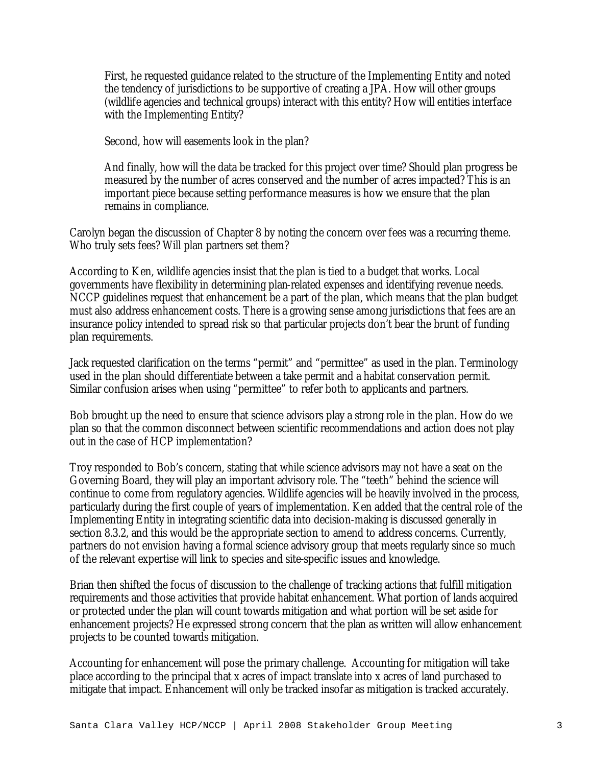First, he requested guidance related to the structure of the Implementing Entity and noted the tendency of jurisdictions to be supportive of creating a JPA. How will other groups (wildlife agencies and technical groups) interact with this entity? How will entities interface with the Implementing Entity?

Second, how will easements look in the plan?

And finally, how will the data be tracked for this project over time? Should plan progress be measured by the number of acres conserved and the number of acres impacted? This is an important piece because setting performance measures is how we ensure that the plan remains in compliance.

Carolyn began the discussion of Chapter 8 by noting the concern over fees was a recurring theme. Who truly sets fees? Will plan partners set them?

According to Ken, wildlife agencies insist that the plan is tied to a budget that works. Local governments have flexibility in determining plan-related expenses and identifying revenue needs. NCCP guidelines request that enhancement be a part of the plan, which means that the plan budget must also address enhancement costs. There is a growing sense among jurisdictions that fees are an insurance policy intended to spread risk so that particular projects don't bear the brunt of funding plan requirements.

Jack requested clarification on the terms "permit" and "permittee" as used in the plan. Terminology used in the plan should differentiate between a take permit and a habitat conservation permit. Similar confusion arises when using "permittee" to refer both to applicants and partners.

Bob brought up the need to ensure that science advisors play a strong role in the plan. How do we plan so that the common disconnect between scientific recommendations and action does not play out in the case of HCP implementation?

Troy responded to Bob's concern, stating that while science advisors may not have a seat on the Governing Board, they will play an important advisory role. The "teeth" behind the science will continue to come from regulatory agencies. Wildlife agencies will be heavily involved in the process, particularly during the first couple of years of implementation. Ken added that the central role of the Implementing Entity in integrating scientific data into decision-making is discussed generally in section 8.3.2, and this would be the appropriate section to amend to address concerns. Currently, partners do not envision having a formal science advisory group that meets regularly since so much of the relevant expertise will link to species and site-specific issues and knowledge.

Brian then shifted the focus of discussion to the challenge of tracking actions that fulfill mitigation requirements and those activities that provide habitat enhancement. What portion of lands acquired or protected under the plan will count towards mitigation and what portion will be set aside for enhancement projects? He expressed strong concern that the plan as written will allow enhancement projects to be counted towards mitigation.

Accounting for enhancement will pose the primary challenge. Accounting for mitigation will take place according to the principal that x acres of impact translate into x acres of land purchased to mitigate that impact. Enhancement will only be tracked insofar as mitigation is tracked accurately.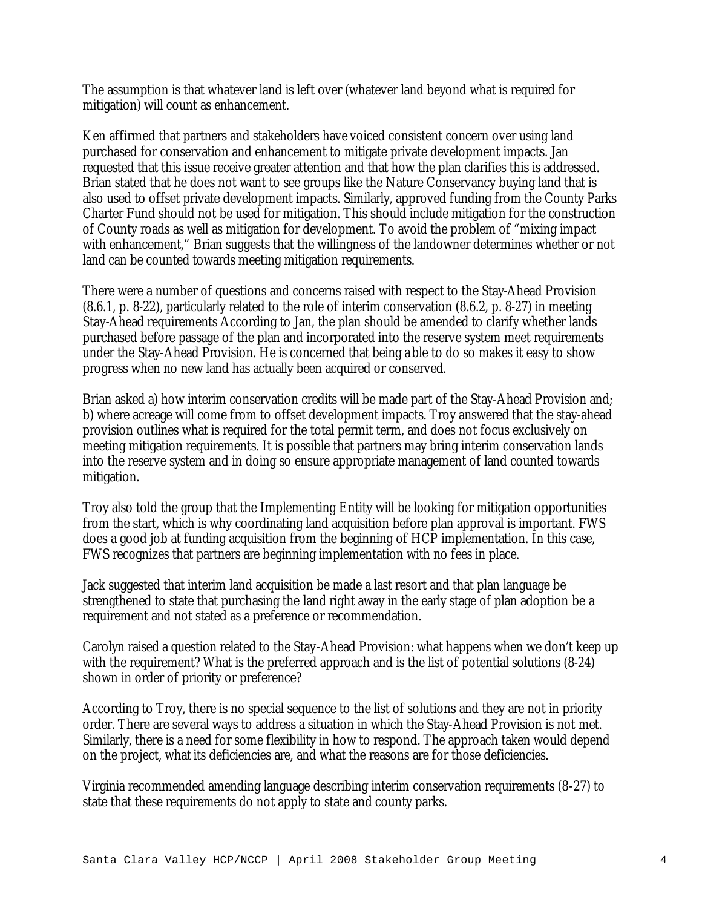The assumption is that whatever land is left over (whatever land beyond what is required for mitigation) will count as enhancement.

Ken affirmed that partners and stakeholders have voiced consistent concern over using land purchased for conservation and enhancement to mitigate private development impacts. Jan requested that this issue receive greater attention and that how the plan clarifies this is addressed. Brian stated that he does not want to see groups like the Nature Conservancy buying land that is also used to offset private development impacts. Similarly, approved funding from the County Parks Charter Fund should not be used for mitigation. This should include mitigation for the construction of County roads as well as mitigation for development. To avoid the problem of "mixing impact with enhancement," Brian suggests that the willingness of the landowner determines whether or not land can be counted towards meeting mitigation requirements.

There were a number of questions and concerns raised with respect to the Stay-Ahead Provision (8.6.1, p. 8-22), particularly related to the role of interim conservation (8.6.2, p. 8-27) in meeting Stay-Ahead requirements According to Jan, the plan should be amended to clarify whether lands purchased before passage of the plan and incorporated into the reserve system meet requirements under the Stay-Ahead Provision. He is concerned that being able to do so makes it easy to show progress when no new land has actually been acquired or conserved.

Brian asked a) how interim conservation credits will be made part of the Stay-Ahead Provision and; b) where acreage will come from to offset development impacts. Troy answered that the stay-ahead provision outlines what is required for the total permit term, and does not focus exclusively on meeting mitigation requirements. It is possible that partners may bring interim conservation lands into the reserve system and in doing so ensure appropriate management of land counted towards mitigation.

Troy also told the group that the Implementing Entity will be looking for mitigation opportunities from the start, which is why coordinating land acquisition before plan approval is important. FWS does a good job at funding acquisition from the beginning of HCP implementation. In this case, FWS recognizes that partners are beginning implementation with no fees in place.

Jack suggested that interim land acquisition be made a last resort and that plan language be strengthened to state that purchasing the land right away in the early stage of plan adoption be a requirement and not stated as a preference or recommendation.

Carolyn raised a question related to the Stay-Ahead Provision: what happens when we don't keep up with the requirement? What is the preferred approach and is the list of potential solutions (8-24) shown in order of priority or preference?

According to Troy, there is no special sequence to the list of solutions and they are not in priority order. There are several ways to address a situation in which the Stay-Ahead Provision is not met. Similarly, there is a need for some flexibility in how to respond. The approach taken would depend on the project, what its deficiencies are, and what the reasons are for those deficiencies.

Virginia recommended amending language describing interim conservation requirements (8-27) to state that these requirements do not apply to state and county parks.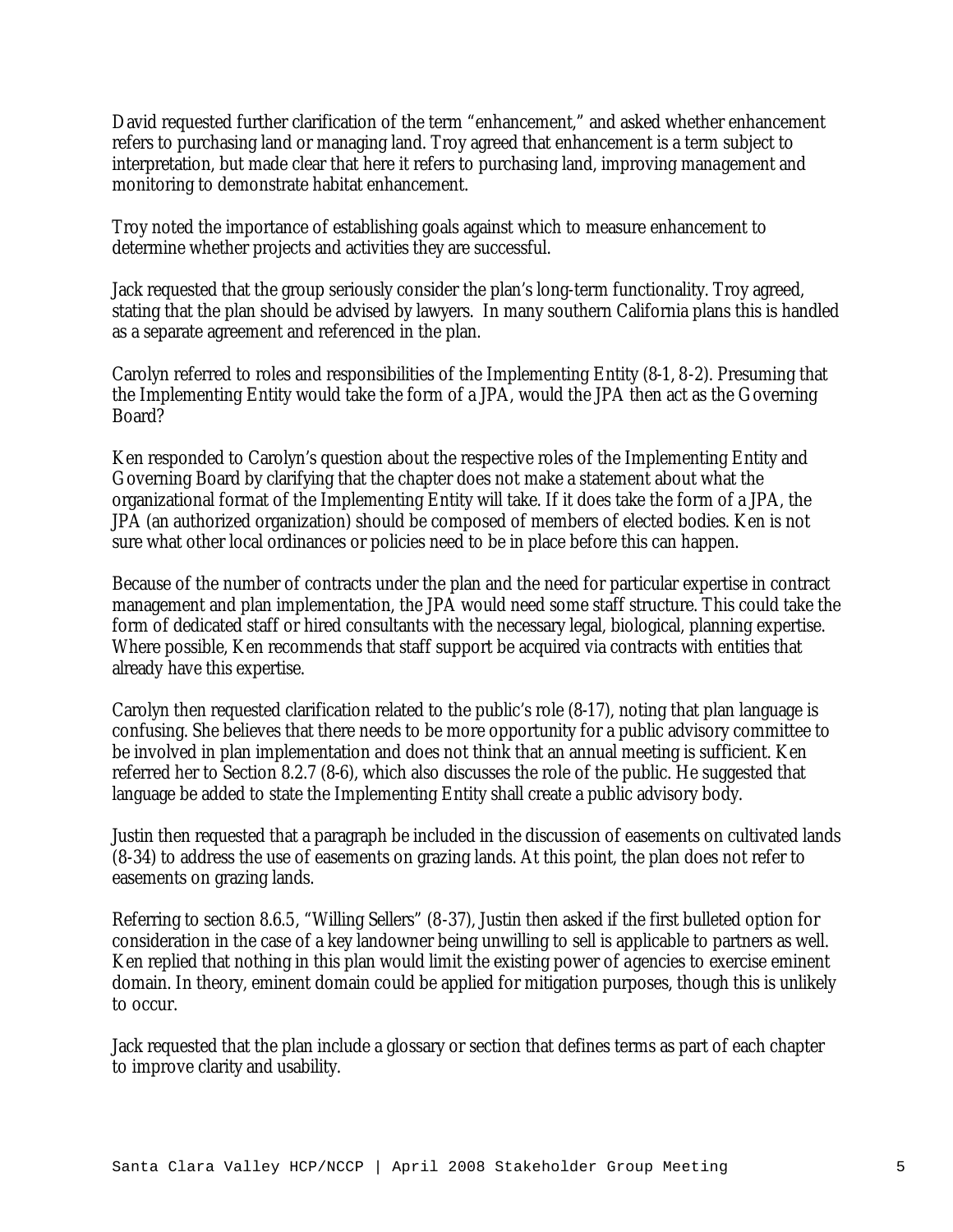David requested further clarification of the term “enhancement,” and asked whether enhancement refers to purchasing land or managing land. Troy agreed that enhancement is a term subject to interpretation, but made clear that here it refers to purchasing land, improving management and monitoring to demonstrate habitat enhancement.

Troy noted the importance of establishing goals against which to measure enhancement to determine whether projects and activities they are successful.

Jack requested that the group seriously consider the plan’s long-term functionality. Troy agreed, stating that the plan should be advised by lawyers. In many southern California plans this is handled as a separate agreement and referenced in the plan.

Carolyn referred to roles and responsibilities of the Implementing Entity (8-1, 8-2). Presuming that the Implementing Entity would take the form of a JPA, would the JPA then act as the Governing Board?

Ken responded to Carolyn’s question about the respective roles of the Implementing Entity and Governing Board by clarifying that the chapter does not make a statement about what the organizational format of the Implementing Entity will take. If it does take the form of a JPA, the JPA (an authorized organization) should be composed of members of elected bodies. Ken is not sure what other local ordinances or policies need to be in place before this can happen.

Because of the number of contracts under the plan and the need for particular expertise in contract management and plan implementation, the JPA would need some staff structure. This could take the form of dedicated staff or hired consultants with the necessary legal, biological, planning expertise. Where possible, Ken recommends that staff support be acquired via contracts with entities that already have this expertise.

Carolyn then requested clarification related to the public’s role (8-17), noting that plan language is confusing. She believes that there needs to be more opportunity for a public advisory committee to be involved in plan implementation and does not think that an annual meeting is sufficient. Ken referred her to Section 8.2.7 (8-6), which also discusses the role of the public. He suggested that language be added to state the Implementing Entity shall create a public advisory body.

Justin then requested that a paragraph be included in the discussion of easements on cultivated lands (8-34) to address the use of easements on grazing lands. At this point, the plan does not refer to easements on grazing lands.

Referring to section 8.6.5, “Willing Sellers” (8-37), Justin then asked if the first bulleted option for consideration in the case of a key landowner being unwilling to sell is applicable to partners as well. Ken replied that nothing in this plan would limit the existing power of agencies to exercise eminent domain. In theory, eminent domain could be applied for mitigation purposes, though this is unlikely to occur.

Jack requested that the plan include a glossary or section that defines terms as part of each chapter to improve clarity and usability.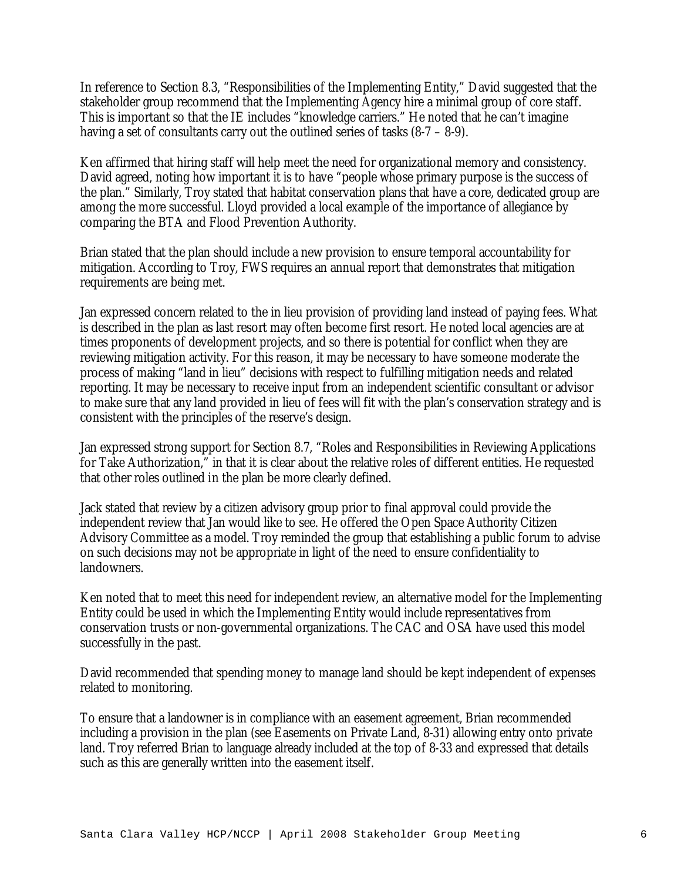In reference to Section 8.3, "Responsibilities of the Implementing Entity," David suggested that the stakeholder group recommend that the Implementing Agency hire a minimal group of core staff. This is important so that the IE includes "knowledge carriers." He noted that he can't imagine having a set of consultants carry out the outlined series of tasks (8-7 – 8-9).

Ken affirmed that hiring staff will help meet the need for organizational memory and consistency. David agreed, noting how important it is to have "people whose primary purpose is the success of the plan." Similarly, Troy stated that habitat conservation plans that have a core, dedicated group are among the more successful. Lloyd provided a local example of the importance of allegiance by comparing the BTA and Flood Prevention Authority.

Brian stated that the plan should include a new provision to ensure temporal accountability for mitigation. According to Troy, FWS requires an annual report that demonstrates that mitigation requirements are being met.

Jan expressed concern related to the in lieu provision of providing land instead of paying fees. What is described in the plan as last resort may often become first resort. He noted local agencies are at times proponents of development projects, and so there is potential for conflict when they are reviewing mitigation activity. For this reason, it may be necessary to have someone moderate the process of making "land in lieu" decisions with respect to fulfilling mitigation needs and related reporting. It may be necessary to receive input from an independent scientific consultant or advisor to make sure that any land provided in lieu of fees will fit with the plan's conservation strategy and is consistent with the principles of the reserve's design.

Jan expressed strong support for Section 8.7, "Roles and Responsibilities in Reviewing Applications for Take Authorization," in that it is clear about the relative roles of different entities. He requested that other roles outlined in the plan be more clearly defined.

Jack stated that review by a citizen advisory group prior to final approval could provide the independent review that Jan would like to see. He offered the Open Space Authority Citizen Advisory Committee as a model. Troy reminded the group that establishing a public forum to advise on such decisions may not be appropriate in light of the need to ensure confidentiality to landowners.

Ken noted that to meet this need for independent review, an alternative model for the Implementing Entity could be used in which the Implementing Entity would include representatives from conservation trusts or non-governmental organizations. The CAC and OSA have used this model successfully in the past.

David recommended that spending money to manage land should be kept independent of expenses related to monitoring.

To ensure that a landowner is in compliance with an easement agreement, Brian recommended including a provision in the plan (see Easements on Private Land, 8-31) allowing entry onto private land. Troy referred Brian to language already included at the top of 8-33 and expressed that details such as this are generally written into the easement itself.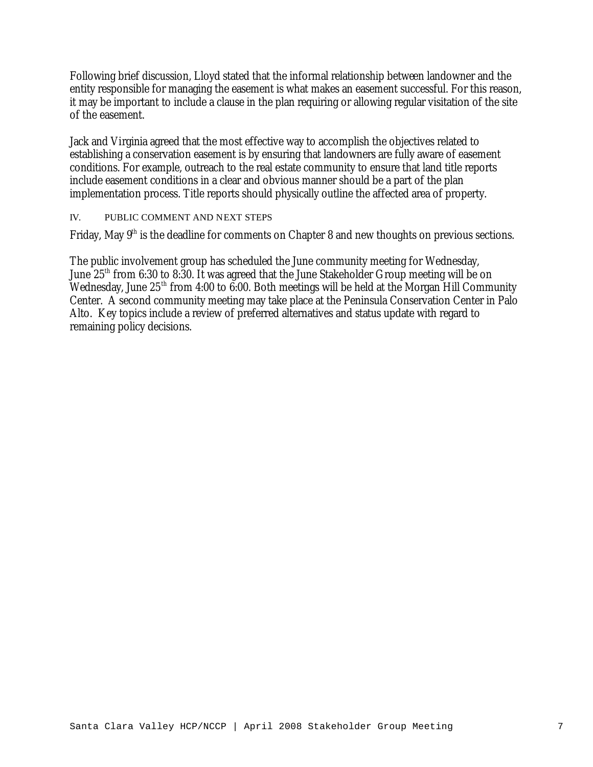Following brief discussion, Lloyd stated that the informal relationship between landowner and the entity responsible for managing the easement is what makes an easement successful. For this reason, it may be important to include a clause in the plan requiring or allowing regular visitation of the site of the easement.

Jack and Virginia agreed that the most effective way to accomplish the objectives related to establishing a conservation easement is by ensuring that landowners are fully aware of easement conditions. For example, outreach to the real estate community to ensure that land title reports include easement conditions in a clear and obvious manner should be a part of the plan implementation process. Title reports should physically outline the affected area of property.

## IV. PUBLIC COMMENT AND NEXT STEPS

Friday, May 9th is the deadline for comments on Chapter 8 and new thoughts on previous sections.

The public involvement group has scheduled the June community meeting for Wednesday, June 25th from 6:30 to 8:30. It was agreed that the June Stakeholder Group meeting will be on Wednesday, June 25th from 4:00 to 6:00. Both meetings will be held at the Morgan Hill Community Center. A second community meeting may take place at the Peninsula Conservation Center in Palo Alto. Key topics include a review of preferred alternatives and status update with regard to remaining policy decisions.